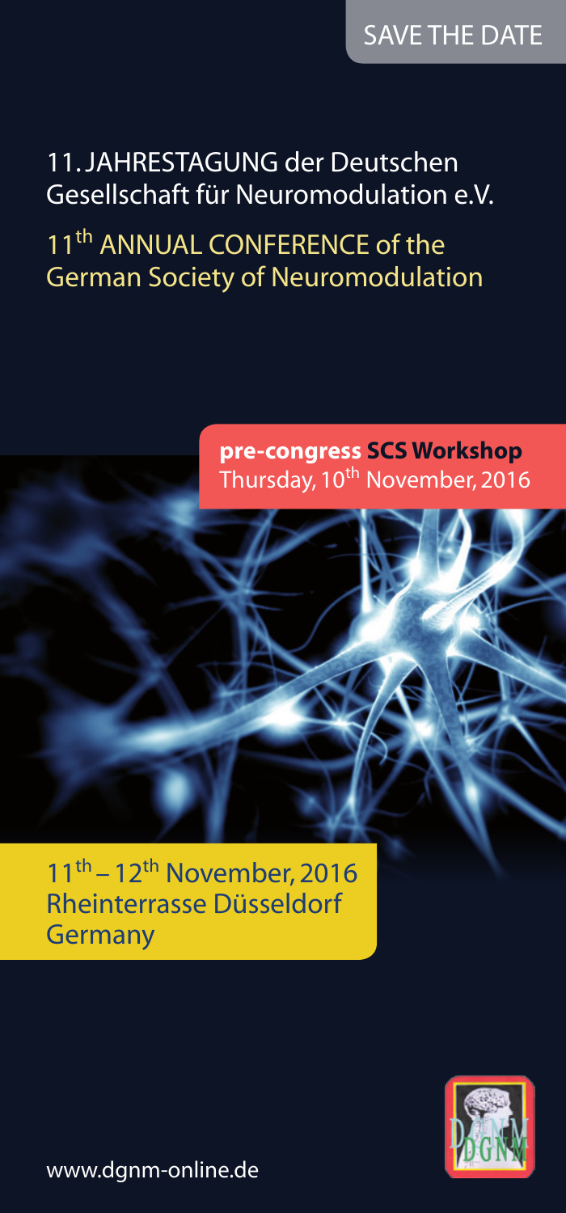SAVE THE DATE

# 11. JAHRESTAGUNG der Deutschen Gesellschaft für Neuromodulation e.V.

## 11th ANNUAL CONFERENCE of the German Society of Neuromodulation

**pre-congress SCS Workshop**
Thursday, 10th November, 2016

11th – 12th November, 2016
Rheinterrasse Düsseldorf
Germany

www.dgnm-online.de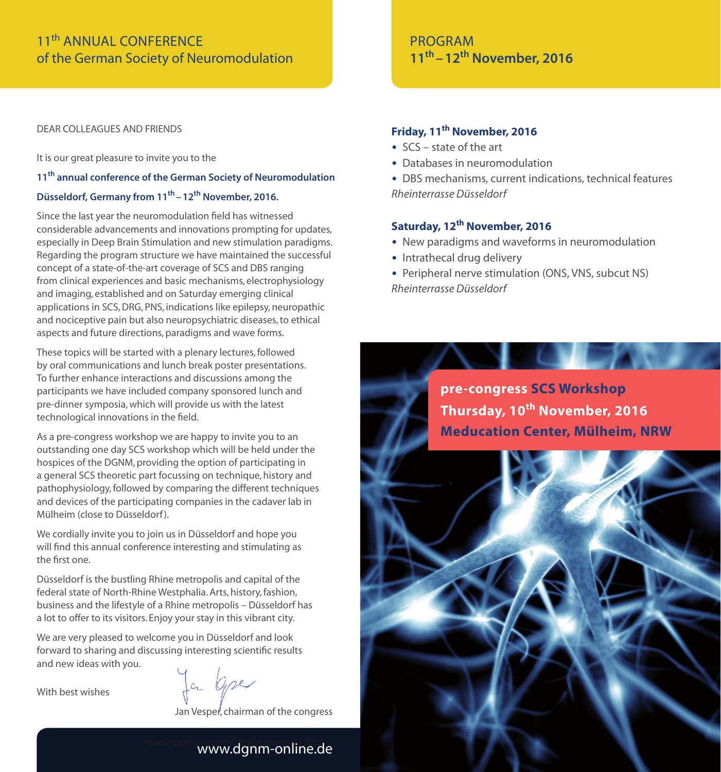## 11th ANNUAL CONFERENCE of the German Society of Neuromodulation

DEAR COLLEAGUES AND FRIENDS

It is our great pleasure to invite you to the

**11th annual conference of the German Society of Neuromodulation**

**Düsseldorf, Germany from 11th – 12th November, 2016.**

Since the last year the neuromodulation field has witnessed considerable advancements and innovations prompting for updates, especially in Deep Brain Stimulation and new stimulation paradigms. Regarding the program structure we have maintained the successful concept of a state-of-the-art coverage of SCS and DBS ranging from clinical experiences and basic mechanisms, electrophysiology and imaging, established and on Saturday emerging clinical applications in SCS, DRG, PNS, indications like epilepsy, neuropathic and nociceptive pain but also neuropsychiatric diseases, to ethical aspects and future directions, paradigms and wave forms.

These topics will be started with a plenary lectures, followed by oral communications and lunch break poster presentations. To further enhance interactions and discussions among the participants we have included company sponsored lunch and pre-dinner symposia, which will provide us with the latest technological innovations in the field.

As a pre-congress workshop we are happy to invite you to an outstanding one day SCS workshop which will be held under the hospices of the DGNM, providing the option of participating in a general SCS theoretic part focussing on technique, history and pathophysiology, followed by comparing the different techniques and devices of the participating companies in the cadaver lab in Mülheim (close to Düsseldorf).

We cordially invite you to join us in Düsseldorf and hope you will find this annual conference interesting and stimulating as the first one.

Düsseldorf is the bustling Rhine metropolis and capital of the federal state of North-Rhine Westphalia. Arts, history, fashion, business and the lifestyle of a Rhine metropolis – Düsseldorf has a lot to offer to its visitors. Enjoy your stay in this vibrant city.

We are very pleased to welcome you in Düsseldorf and look forward to sharing and discussing interesting scientific results and new ideas with you.

With best wishes

Jan Vesper, chairman of the congress

*Änderungen vorbehalten, Stand: November 2016*

www.dgnm-online.de

## PROGRAM 11th – 12th November, 2016

### Friday, 11th November, 2016

- SCS – state of the art
- Databases in neuromodulation
- DBS mechanisms, current indications, technical features

*Rheinterrasse Düsseldorf*

### Saturday, 12th November, 2016

- New paradigms and waveforms in neuromodulation
- Intrathecal drug delivery
- Peripheral nerve stimulation (ONS, VNS, subcut NS)

*Rheinterrasse Düsseldorf*

**pre-congress SCS Workshop**
**Thursday, 10th November, 2016**
**Meducation Center, Mülheim, NRW**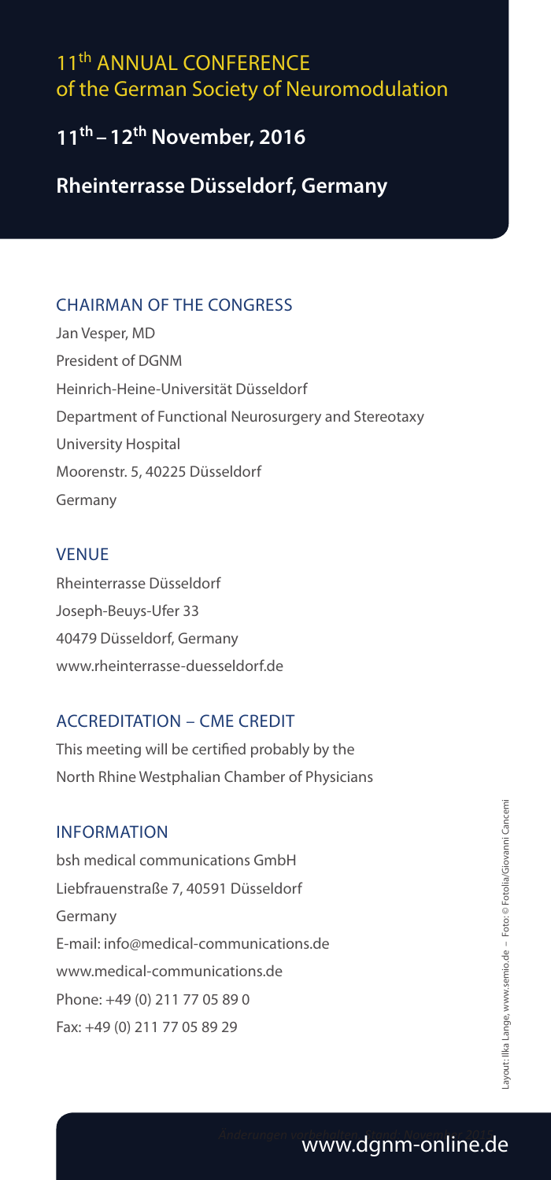# 11th ANNUAL CONFERENCE of the German Society of Neuromodulation

## 11th – 12th November, 2016

## Rheinterrasse Düsseldorf, Germany

### CHAIRMAN OF THE CONGRESS

Jan Vesper, MD
President of DGNM
Heinrich-Heine-Universität Düsseldorf
Department of Functional Neurosurgery and Stereotaxy
University Hospital
Moorenstr. 5, 40225 Düsseldorf
Germany

### VENUE

Rheinterrasse Düsseldorf
Joseph-Beuys-Ufer 33
40479 Düsseldorf, Germany
www.rheinterrasse-duesseldorf.de

### ACCREDITATION – CME CREDIT

This meeting will be certified probably by the North Rhine Westphalian Chamber of Physicians

### INFORMATION

bsh medical communications GmbH
Liebfrauenstraße 7, 40591 Düsseldorf
Germany
E-mail: info@medical-communications.de
www.medical-communications.de
Phone: +49 (0) 211 77 05 89 0
Fax: +49 (0) 211 77 05 89 29

Layout: Ilka Lange, www.semio.de – Foto: © Fotolia/Giovanni Cancemi

*Änderungen vorbehalten. Stand: November 2015*

www.dgnm-online.de